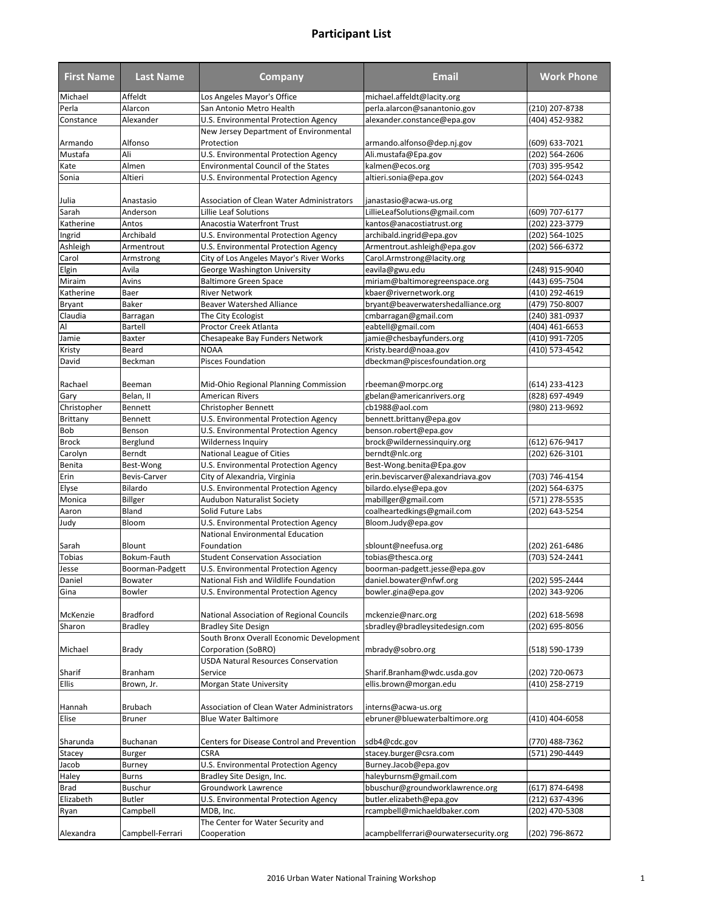# Participant List

| First Name | Last Name | Company | Email | Work Phone |
|---|---|---|---|---|
| Michael | Affeldt | Los Angeles Mayor's Office | michael.affeldt@lacity.org | |
| Perla | Alarcon | San Antonio Metro Health | perla.alarcon@sanantonio.gov | (210) 207-8738 |
| Constance | Alexander | U.S. Environmental Protection Agency | alexander.constance@epa.gov | (404) 452-9382 |
| Armando | Alfonso | New Jersey Department of Environmental Protection | armando.alfonso@dep.nj.gov | (609) 633-7021 |
| Mustafa | Ali | U.S. Environmental Protection Agency | Ali.mustafa@Epa.gov | (202) 564-2606 |
| Kate | Almen | Environmental Council of the States | kalmen@ecos.org | (703) 395-9542 |
| Sonia | Altieri | U.S. Environmental Protection Agency | altieri.sonia@epa.gov | (202) 564-0243 |
| Julia | Anastasio | Association of Clean Water Administrators | janastasio@acwa-us.org | |
| Sarah | Anderson | Lillie Leaf Solutions | LillieLeafSolutions@gmail.com | (609) 707-6177 |
| Katherine | Antos | Anacostia Waterfront Trust | kantos@anacostiatrust.org | (202) 223-3779 |
| Ingrid | Archibald | U.S. Environmental Protection Agency | archibald.ingrid@epa.gov | (202) 564-1025 |
| Ashleigh | Armentrout | U.S. Environmental Protection Agency | Armentrout.ashleigh@epa.gov | (202) 566-6372 |
| Carol | Armstrong | City of Los Angeles Mayor's River Works | Carol.Armstrong@lacity.org | |
| Elgin | Avila | George Washington University | eavila@gwu.edu | (248) 915-9040 |
| Miraim | Avins | Baltimore Green Space | miriam@baltimoregreenspace.org | (443) 695-7504 |
| Katherine | Baer | River Network | kbaer@rivernetwork.org | (410) 292-4619 |
| Bryant | Baker | Beaver Watershed Alliance | bryant@beaverwatershedalliance.org | (479) 750-8007 |
| Claudia | Barragan | The City Ecologist | cmbarragan@gmail.com | (240) 381-0937 |
| Al | Bartell | Proctor Creek Atlanta | eabtell@gmail.com | (404) 461-6653 |
| Jamie | Baxter | Chesapeake Bay Funders Network | jamie@chesbayfunders.org | (410) 991-7205 |
| Kristy | Beard | NOAA | Kristy.beard@noaa.gov | (410) 573-4542 |
| David | Beckman | Pisces Foundation | dbeckman@piscesfoundation.org | |
| Rachael | Beeman | Mid-Ohio Regional Planning Commission | rbeeman@morpc.org | (614) 233-4123 |
| Gary | Belan, II | American Rivers | gbelan@americanrivers.org | (828) 697-4949 |
| Christopher | Bennett | Christopher Bennett | cb1988@aol.com | (980) 213-9692 |
| Brittany | Bennett | U.S. Environmental Protection Agency | bennett.brittany@epa.gov | |
| Bob | Benson | U.S. Environmental Protection Agency | benson.robert@epa.gov | |
| Brock | Berglund | Wilderness Inquiry | brock@wildernessinquiry.org | (612) 676-9417 |
| Carolyn | Berndt | National League of Cities | berndt@nlc.org | (202) 626-3101 |
| Benita | Best-Wong | U.S. Environmental Protection Agency | Best-Wong.benita@Epa.gov | |
| Erin | Bevis-Carver | City of Alexandria, Virginia | erin.beviscarver@alexandriava.gov | (703) 746-4154 |
| Elyse | Bilardo | U.S. Environmental Protection Agency | bilardo.elyse@epa.gov | (202) 564-6375 |
| Monica | Billger | Audubon Naturalist Society | mabillger@gmail.com | (571) 278-5535 |
| Aaron | Bland | Solid Future Labs | coalheartedkings@gmail.com | (202) 643-5254 |
| Judy | Bloom | U.S. Environmental Protection Agency | Bloom.Judy@epa.gov | |
| Sarah | Blount | National Environmental Education Foundation | sblount@neefusa.org | (202) 261-6486 |
| Tobias | Bokum-Fauth | Student Conservation Association | tobias@thesca.org | (703) 524-2441 |
| Jesse | Boorman-Padgett | U.S. Environmental Protection Agency | boorman-padgett.jesse@epa.gov | |
| Daniel | Bowater | National Fish and Wildlife Foundation | daniel.bowater@nfwf.org | (202) 595-2444 |
| Gina | Bowler | U.S. Environmental Protection Agency | bowler.gina@epa.gov | (202) 343-9206 |
| McKenzie | Bradford | National Association of Regional Councils | mckenzie@narc.org | (202) 618-5698 |
| Sharon | Bradley | Bradley Site Design | sbradley@bradleysitedesign.com | (202) 695-8056 |
| Michael | Brady | South Bronx Overall Economic Development Corporation (SoBRO) | mbrady@sobro.org | (518) 590-1739 |
| Sharif | Branham | USDA Natural Resources Conservation Service | Sharif.Branham@wdc.usda.gov | (202) 720-0673 |
| Ellis | Brown, Jr. | Morgan State University | ellis.brown@morgan.edu | (410) 258-2719 |
| Hannah | Brubach | Association of Clean Water Administrators | interns@acwa-us.org | |
| Elise | Bruner | Blue Water Baltimore | ebruner@bluewaterbaltimore.org | (410) 404-6058 |
| Sharunda | Buchanan | Centers for Disease Control and Prevention | sdb4@cdc.gov | (770) 488-7362 |
| Stacey | Burger | CSRA | stacey.burger@csra.com | (571) 290-4449 |
| Jacob | Burney | U.S. Environmental Protection Agency | Burney.Jacob@epa.gov | |
| Haley | Burns | Bradley Site Design, Inc. | haleyburnsm@gmail.com | |
| Brad | Buschur | Groundwork Lawrence | bbuschur@groundworklawrence.org | (617) 874-6498 |
| Elizabeth | Butler | U.S. Environmental Protection Agency | butler.elizabeth@epa.gov | (212) 637-4396 |
| Ryan | Campbell | MDB, Inc. | rcampbell@michaeldbaker.com | (202) 470-5308 |
| Alexandra | Campbell-Ferrari | The Center for Water Security and Cooperation | acampbellferrari@ourwatersecurity.org | (202) 796-8672 |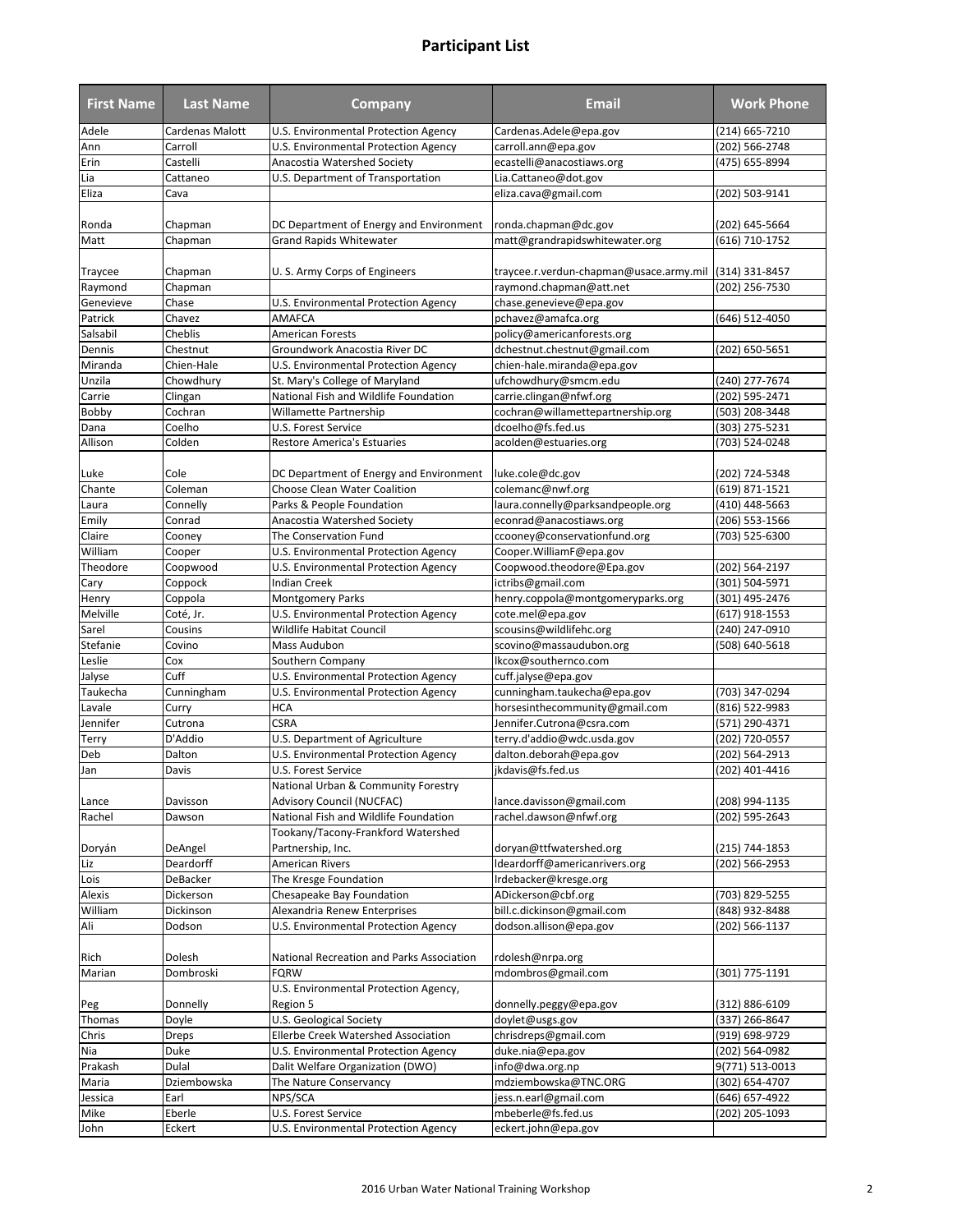# Participant List

| First Name | Last Name | Company | Email | Work Phone |
|---|---|---|---|---|
| Adele | Cardenas Malott | U.S. Environmental Protection Agency | Cardenas.Adele@epa.gov | (214) 665-7210 |
| Ann | Carroll | U.S. Environmental Protection Agency | carroll.ann@epa.gov | (202) 566-2748 |
| Erin | Castelli | Anacostia Watershed Society | ecastelli@anacostiaws.org | (475) 655-8994 |
| Lia | Cattaneo | U.S. Department of Transportation | Lia.Cattaneo@dot.gov | |
| Eliza | Cava | | eliza.cava@gmail.com | (202) 503-9141 |
| Ronda | Chapman | DC Department of Energy and Environment | ronda.chapman@dc.gov | (202) 645-5664 |
| Matt | Chapman | Grand Rapids Whitewater | matt@grandrapidswhitewater.org | (616) 710-1752 |
| Traycee | Chapman | U. S. Army Corps of Engineers | traycee.r.verdun-chapman@usace.army.mil | (314) 331-8457 |
| Raymond | Chapman | | raymond.chapman@att.net | (202) 256-7530 |
| Genevieve | Chase | U.S. Environmental Protection Agency | chase.genevieve@epa.gov | |
| Patrick | Chavez | AMAFCA | pchavez@amafca.org | (646) 512-4050 |
| Salsabil | Cheblis | American Forests | policy@americanforests.org | |
| Dennis | Chestnut | Groundwork Anacostia River DC | dchestnut.chestnut@gmail.com | (202) 650-5651 |
| Miranda | Chien-Hale | U.S. Environmental Protection Agency | chien-hale.miranda@epa.gov | |
| Unzila | Chowdhury | St. Mary's College of Maryland | ufchowdhury@smcm.edu | (240) 277-7674 |
| Carrie | Clingan | National Fish and Wildlife Foundation | carrie.clingan@nfwf.org | (202) 595-2471 |
| Bobby | Cochran | Willamette Partnership | cochran@willamettepartnership.org | (503) 208-3448 |
| Dana | Coelho | U.S. Forest Service | dcoelho@fs.fed.us | (303) 275-5231 |
| Allison | Colden | Restore America's Estuaries | acolden@estuaries.org | (703) 524-0248 |
| Luke | Cole | DC Department of Energy and Environment | luke.cole@dc.gov | (202) 724-5348 |
| Chante | Coleman | Choose Clean Water Coalition | colemanc@nwf.org | (619) 871-1521 |
| Laura | Connelly | Parks & People Foundation | laura.connelly@parksandpeople.org | (410) 448-5663 |
| Emily | Conrad | Anacostia Watershed Society | econrad@anacostiaws.org | (206) 553-1566 |
| Claire | Cooney | The Conservation Fund | ccooney@conservationfund.org | (703) 525-6300 |
| William | Cooper | U.S. Environmental Protection Agency | Cooper.WilliamF@epa.gov | |
| Theodore | Coopwood | U.S. Environmental Protection Agency | Coopwood.theodore@Epa.gov | (202) 564-2197 |
| Cary | Coppock | Indian Creek | ictribs@gmail.com | (301) 504-5971 |
| Henry | Coppola | Montgomery Parks | henry.coppola@montgomeryparks.org | (301) 495-2476 |
| Melville | Coté, Jr. | U.S. Environmental Protection Agency | cote.mel@epa.gov | (617) 918-1553 |
| Sarel | Cousins | Wildlife Habitat Council | scousins@wildlifehc.org | (240) 247-0910 |
| Stefanie | Covino | Mass Audubon | scovino@massaudubon.org | (508) 640-5618 |
| Leslie | Cox | Southern Company | lkcox@southernco.com | |
| Jalyse | Cuff | U.S. Environmental Protection Agency | cuff.jalyse@epa.gov | |
| Taukecha | Cunningham | U.S. Environmental Protection Agency | cunningham.taukecha@epa.gov | (703) 347-0294 |
| Lavale | Curry | HCA | horsesinthecommunity@gmail.com | (816) 522-9983 |
| Jennifer | Cutrona | CSRA | Jennifer.Cutrona@csra.com | (571) 290-4371 |
| Terry | D'Addio | U.S. Department of Agriculture | terry.d'addio@wdc.usda.gov | (202) 720-0557 |
| Deb | Dalton | U.S. Environmental Protection Agency | dalton.deborah@epa.gov | (202) 564-2913 |
| Jan | Davis | U.S. Forest Service | jkdavis@fs.fed.us | (202) 401-4416 |
| Lance | Davisson | National Urban & Community Forestry Advisory Council (NUCFAC) | lance.davisson@gmail.com | (208) 994-1135 |
| Rachel | Dawson | National Fish and Wildlife Foundation | rachel.dawson@nfwf.org | (202) 595-2643 |
| Doryán | DeAngel | Tookany/Tacony-Frankford Watershed Partnership, Inc. | doryan@ttfwatershed.org | (215) 744-1853 |
| Liz | Deardorff | American Rivers | ldeardorff@americanrivers.org | (202) 566-2953 |
| Lois | DeBacker | The Kresge Foundation | lrdebacker@kresge.org | |
| Alexis | Dickerson | Chesapeake Bay Foundation | ADickerson@cbf.org | (703) 829-5255 |
| William | Dickinson | Alexandria Renew Enterprises | bill.c.dickinson@gmail.com | (848) 932-8488 |
| Ali | Dodson | U.S. Environmental Protection Agency | dodson.allison@epa.gov | (202) 566-1137 |
| Rich | Dolesh | National Recreation and Parks Association | rdolesh@nrpa.org | |
| Marian | Dombroski | FQRW | mdombros@gmail.com | (301) 775-1191 |
| Peg | Donnelly | U.S. Environmental Protection Agency, Region 5 | donnelly.peggy@epa.gov | (312) 886-6109 |
| Thomas | Doyle | U.S. Geological Society | doylet@usgs.gov | (337) 266-8647 |
| Chris | Dreps | Ellerbe Creek Watershed Association | chrisdreps@gmail.com | (919) 698-9729 |
| Nia | Duke | U.S. Environmental Protection Agency | duke.nia@epa.gov | (202) 564-0982 |
| Prakash | Dulal | Dalit Welfare Organization (DWO) | info@dwa.org.np | 9(771) 513-0013 |
| Maria | Dziembowska | The Nature Conservancy | mdziembowska@TNC.ORG | (302) 654-4707 |
| Jessica | Earl | NPS/SCA | jess.n.earl@gmail.com | (646) 657-4922 |
| Mike | Eberle | U.S. Forest Service | mbeberle@fs.fed.us | (202) 205-1093 |
| John | Eckert | U.S. Environmental Protection Agency | eckert.john@epa.gov | |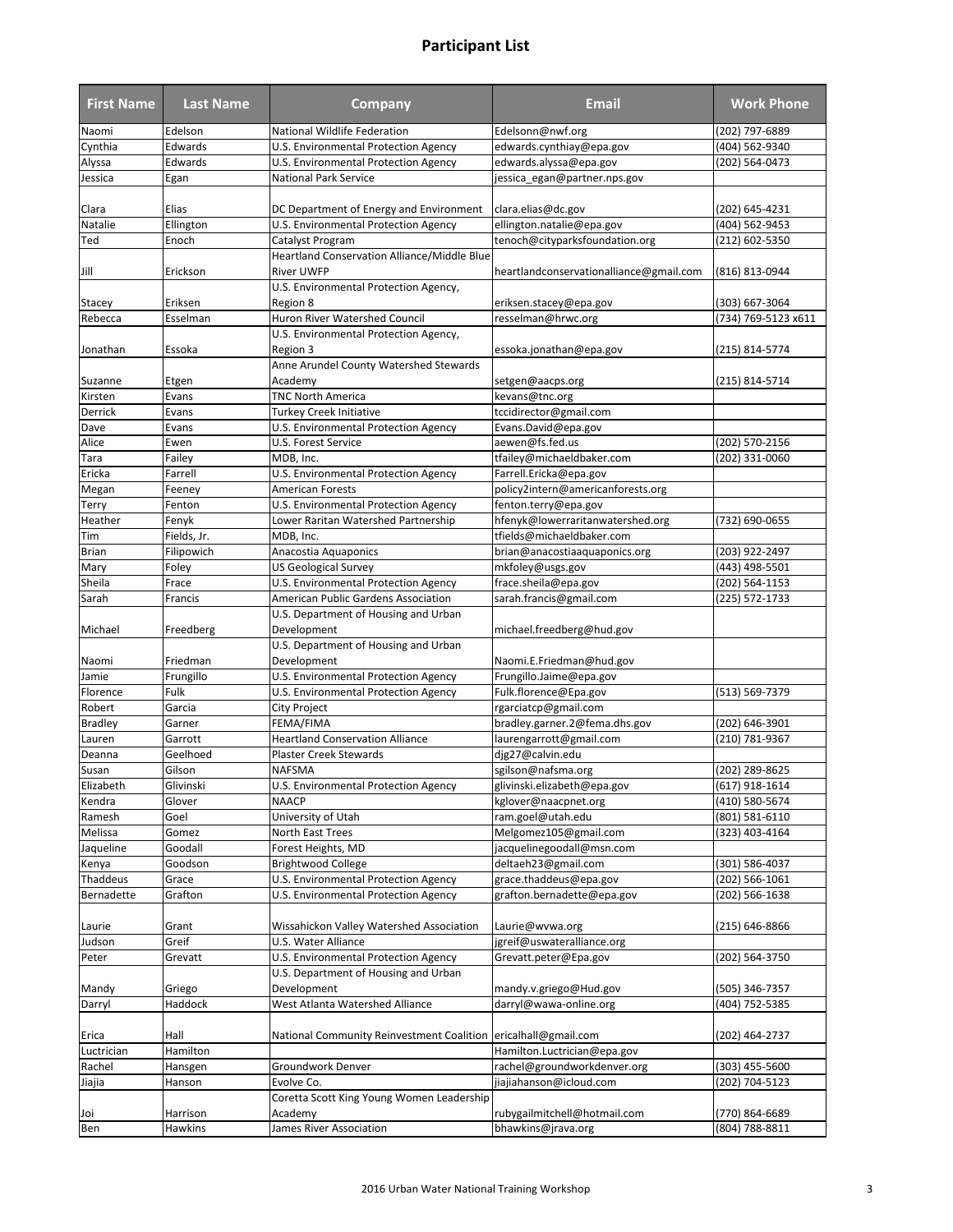# Participant List

| First Name | Last Name | Company | Email | Work Phone |
|---|---|---|---|---|
| Naomi | Edelson | National Wildlife Federation | Edelsonn@nwf.org | (202) 797-6889 |
| Cynthia | Edwards | U.S. Environmental Protection Agency | edwards.cynthiay@epa.gov | (404) 562-9340 |
| Alyssa | Edwards | U.S. Environmental Protection Agency | edwards.alyssa@epa.gov | (202) 564-0473 |
| Jessica | Egan | National Park Service | jessica_egan@partner.nps.gov | |
| Clara | Elias | DC Department of Energy and Environment | clara.elias@dc.gov | (202) 645-4231 |
| Natalie | Ellington | U.S. Environmental Protection Agency | ellington.natalie@epa.gov | (404) 562-9453 |
| Ted | Enoch | Catalyst Program | tenoch@cityparksfoundation.org | (212) 602-5350 |
| Jill | Erickson | Heartland Conservation Alliance/Middle Blue River UWFP | heartlandconservationalliance@gmail.com | (816) 813-0944 |
| Stacey | Eriksen | U.S. Environmental Protection Agency, Region 8 | eriksen.stacey@epa.gov | (303) 667-3064 |
| Rebecca | Esselman | Huron River Watershed Council | resselman@hrwc.org | (734) 769-5123 x611 |
| Jonathan | Essoka | U.S. Environmental Protection Agency, Region 3 | essoka.jonathan@epa.gov | (215) 814-5774 |
| Suzanne | Etgen | Anne Arundel County Watershed Stewards Academy | setgen@aacps.org | (215) 814-5714 |
| Kirsten | Evans | TNC North America | kevans@tnc.org | |
| Derrick | Evans | Turkey Creek Initiative | tccidirector@gmail.com | |
| Dave | Evans | U.S. Environmental Protection Agency | Evans.David@epa.gov | |
| Alice | Ewen | U.S. Forest Service | aewen@fs.fed.us | (202) 570-2156 |
| Tara | Failey | MDB, Inc. | tfailey@michaeldbaker.com | (202) 331-0060 |
| Ericka | Farrell | U.S. Environmental Protection Agency | Farrell.Ericka@epa.gov | |
| Megan | Feeney | American Forests | policy2intern@americanforests.org | |
| Terry | Fenton | U.S. Environmental Protection Agency | fenton.terry@epa.gov | |
| Heather | Fenyk | Lower Raritan Watershed Partnership | hfenyk@lowerraritanwatershed.org | (732) 690-0655 |
| Tim | Fields, Jr. | MDB, Inc. | tfields@michaeldbaker.com | |
| Brian | Filipowich | Anacostia Aquaponics | brian@anacostiaaquaponics.org | (203) 922-2497 |
| Mary | Foley | US Geological Survey | mkfoley@usgs.gov | (443) 498-5501 |
| Sheila | Frace | U.S. Environmental Protection Agency | frace.sheila@epa.gov | (202) 564-1153 |
| Sarah | Francis | American Public Gardens Association | sarah.francis@gmail.com | (225) 572-1733 |
| Michael | Freedberg | U.S. Department of Housing and Urban Development | michael.freedberg@hud.gov | |
| Naomi | Friedman | U.S. Department of Housing and Urban Development | Naomi.E.Friedman@hud.gov | |
| Jamie | Frungillo | U.S. Environmental Protection Agency | Frungillo.Jaime@epa.gov | |
| Florence | Fulk | U.S. Environmental Protection Agency | Fulk.florence@Epa.gov | (513) 569-7379 |
| Robert | Garcia | City Project | rgarciatcp@gmail.com | |
| Bradley | Garner | FEMA/FIMA | bradley.garner.2@fema.dhs.gov | (202) 646-3901 |
| Lauren | Garrott | Heartland Conservation Alliance | laurengarrott@gmail.com | (210) 781-9367 |
| Deanna | Geelhoed | Plaster Creek Stewards | djg27@calvin.edu | |
| Susan | Gilson | NAFSMA | sgilson@nafsma.org | (202) 289-8625 |
| Elizabeth | Glivinski | U.S. Environmental Protection Agency | glivinski.elizabeth@epa.gov | (617) 918-1614 |
| Kendra | Glover | NAACP | kglover@naacpnet.org | (410) 580-5674 |
| Ramesh | Goel | University of Utah | ram.goel@utah.edu | (801) 581-6110 |
| Melissa | Gomez | North East Trees | Melgomez105@gmail.com | (323) 403-4164 |
| Jaqueline | Goodall | Forest Heights, MD | jacquelinegoodall@msn.com | |
| Kenya | Goodson | Brightwood College | deltaeh23@gmail.com | (301) 586-4037 |
| Thaddeus | Grace | U.S. Environmental Protection Agency | grace.thaddeus@epa.gov | (202) 566-1061 |
| Bernadette | Grafton | U.S. Environmental Protection Agency | grafton.bernadette@epa.gov | (202) 566-1638 |
| Laurie | Grant | Wissahickon Valley Watershed Association | Laurie@wvwa.org | (215) 646-8866 |
| Judson | Greif | U.S. Water Alliance | jgreif@uswateralliance.org | |
| Peter | Grevatt | U.S. Environmental Protection Agency | Grevatt.peter@Epa.gov | (202) 564-3750 |
| Mandy | Griego | U.S. Department of Housing and Urban Development | mandy.v.griego@Hud.gov | (505) 346-7357 |
| Darryl | Haddock | West Atlanta Watershed Alliance | darryl@wawa-online.org | (404) 752-5385 |
| Erica | Hall | National Community Reinvestment Coalition | ericalhall@gmail.com | (202) 464-2737 |
| Luctrician | Hamilton | | Hamilton.Luctrician@epa.gov | |
| Rachel | Hansgen | Groundwork Denver | rachel@groundworkdenver.org | (303) 455-5600 |
| Jiajia | Hanson | Evolve Co. | jiajiahanson@icloud.com | (202) 704-5123 |
| Joi | Harrison | Coretta Scott King Young Women Leadership Academy | rubygailmitchell@hotmail.com | (770) 864-6689 |
| Ben | Hawkins | James River Association | bhawkins@jrava.org | (804) 788-8811 |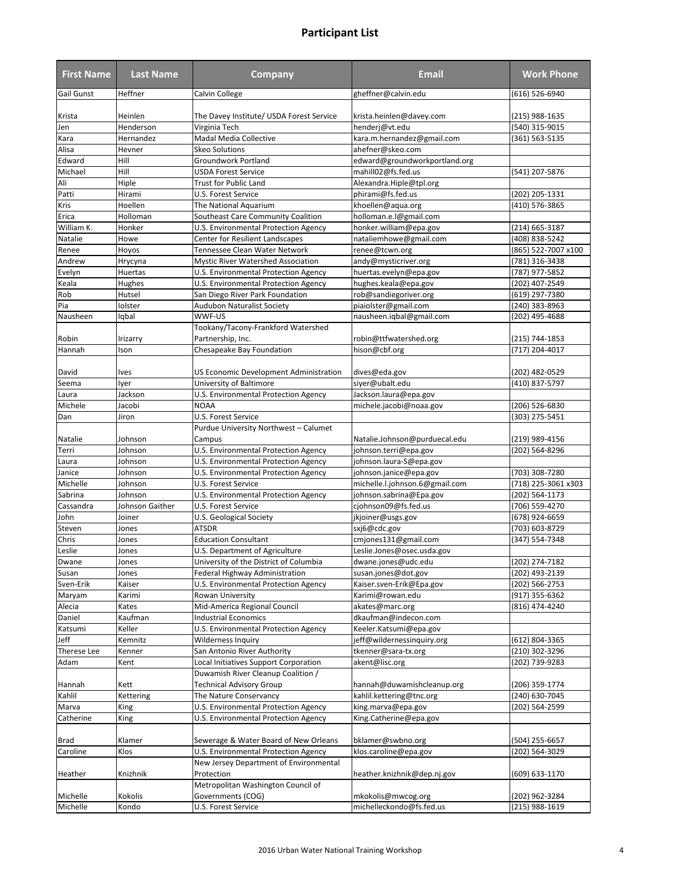# Participant List

| First Name | Last Name | Company | Email | Work Phone |
|---|---|---|---|---|
| Gail Gunst | Heffner | Calvin College | gheffner@calvin.edu | (616) 526-6940 |
| Krista | Heinlen | The Davey Institute/ USDA Forest Service | krista.heinlen@davey.com | (215) 988-1635 |
| Jen | Henderson | Virginia Tech | henderj@vt.edu | (540) 315-9015 |
| Kara | Hernandez | Madal Media Collective | kara.m.hernandez@gmail.com | (361) 563-5135 |
| Alisa | Hevner | Skeo Solutions | ahefner@skeo.com | |
| Edward | Hill | Groundwork Portland | edward@groundworkportland.org | |
| Michael | Hill | USDA Forest Service | mahill02@fs.fed.us | (541) 207-5876 |
| Ali | Hiple | Trust for Public Land | Alexandra.Hiple@tpl.org | |
| Patti | Hirami | U.S. Forest Service | phirami@fs.fed.us | (202) 205-1331 |
| Kris | Hoellen | The National Aquarium | khoellen@aqua.org | (410) 576-3865 |
| Erica | Holloman | Southeast Care Community Coalition | holloman.e.l@gmail.com | |
| William K. | Honker | U.S. Environmental Protection Agency | honker.william@epa.gov | (214) 665-3187 |
| Natalie | Howe | Center for Resilient Landscapes | nataliemhowe@gmail.com | (408) 838-5242 |
| Renee | Hoyos | Tennessee Clean Water Network | renee@tcwn.org | (865) 522-7007 x100 |
| Andrew | Hrycyna | Mystic River Watershed Association | andy@mysticriver.org | (781) 316-3438 |
| Evelyn | Huertas | U.S. Environmental Protection Agency | huertas.evelyn@epa.gov | (787) 977-5852 |
| Keala | Hughes | U.S. Environmental Protection Agency | hughes.keala@epa.gov | (202) 407-2549 |
| Rob | Hutsel | San Diego River Park Foundation | rob@sandiegoriver.org | (619) 297-7380 |
| Pia | Iolster | Audubon Naturalist Society | piaiolster@gmail.com | (240) 383-8963 |
| Nausheen | Iqbal | WWF-US | nausheen.iqbal@gmail.com | (202) 495-4688 |
| Robin | Irizarry | Tookany/Tacony-Frankford Watershed Partnership, Inc. | robin@ttfwatershed.org | (215) 744-1853 |
| Hannah | Ison | Chesapeake Bay Foundation | hison@cbf.org | (717) 204-4017 |
| David | Ives | US Economic Development Administration | dives@eda.gov | (202) 482-0529 |
| Seema | Iyer | University of Baltimore | siyer@ubalt.edu | (410) 837-5797 |
| Laura | Jackson | U.S. Environmental Protection Agency | Jackson.laura@epa.gov | |
| Michele | Jacobi | NOAA | michele.jacobi@noaa.gov | (206) 526-6830 |
| Dan | Jiron | U.S. Forest Service | | (303) 275-5451 |
| Natalie | Johnson | Purdue University Northwest – Calumet Campus | Natalie.Johnson@purduecal.edu | (219) 989-4156 |
| Terri | Johnson | U.S. Environmental Protection Agency | johnson.terri@epa.gov | (202) 564-8296 |
| Laura | Johnson | U.S. Environmental Protection Agency | johnson.laura-S@epa.gov | |
| Janice | Johnson | U.S. Environmental Protection Agency | johnson.janice@epa.gov | (703) 308-7280 |
| Michelle | Johnson | U.S. Forest Service | michelle.l.johnson.6@gmail.com | (718) 225-3061 x303 |
| Sabrina | Johnson | U.S. Environmental Protection Agency | johnson.sabrina@Epa.gov | (202) 564-1173 |
| Cassandra | Johnson Gaither | U.S. Forest Service | cjohnson09@fs.fed.us | (706) 559-4270 |
| John | Joiner | U.S. Geological Society | jkjoiner@usgs.gov | (678) 924-6659 |
| Steven | Jones | ATSDR | sxj6@cdc.gov | (703) 603-8729 |
| Chris | Jones | Education Consultant | cmjones131@gmail.com | (347) 554-7348 |
| Leslie | Jones | U.S. Department of Agriculture | Leslie.Jones@osec.usda.gov | |
| Dwane | Jones | University of the District of Columbia | dwane.jones@udc.edu | (202) 274-7182 |
| Susan | Jones | Federal Highway Administration | susan.jones@dot.gov | (202) 493-2139 |
| Sven-Erik | Kaiser | U.S. Environmental Protection Agency | Kaiser.sven-Erik@Epa.gov | (202) 566-2753 |
| Maryam | Karimi | Rowan University | Karimi@rowan.edu | (917) 355-6362 |
| Alecia | Kates | Mid-America Regional Council | akates@marc.org | (816) 474-4240 |
| Daniel | Kaufman | Industrial Economics | dkaufman@indecon.com | |
| Katsumi | Keller | U.S. Environmental Protection Agency | Keeler.Katsumi@epa.gov | |
| Jeff | Kemnitz | Wilderness Inquiry | jeff@wildernessinquiry.org | (612) 804-3365 |
| Therese Lee | Kenner | San Antonio River Authority | tkenner@sara-tx.org | (210) 302-3296 |
| Adam | Kent | Local Initiatives Support Corporation | akent@lisc.org | (202) 739-9283 |
| Hannah | Kett | Duwamish River Cleanup Coalition / Technical Advisory Group | hannah@duwamishcleanup.org | (206) 359-1774 |
| Kahlil | Kettering | The Nature Conservancy | kahlil.kettering@tnc.org | (240) 630-7045 |
| Marva | King | U.S. Environmental Protection Agency | king.marva@epa.gov | (202) 564-2599 |
| Catherine | King | U.S. Environmental Protection Agency | King.Catherine@epa.gov | |
| Brad | Klamer | Sewerage & Water Board of New Orleans | bklamer@swbno.org | (504) 255-6657 |
| Caroline | Klos | U.S. Environmental Protection Agency | klos.caroline@epa.gov | (202) 564-3029 |
| Heather | Knizhnik | New Jersey Department of Environmental Protection | heather.knizhnik@dep.nj.gov | (609) 633-1170 |
| Michelle | Kokolis | Metropolitan Washington Council of Governments (COG) | mkokolis@mwcog.org | (202) 962-3284 |
| Michelle | Kondo | U.S. Forest Service | michelleckondo@fs.fed.us | (215) 988-1619 |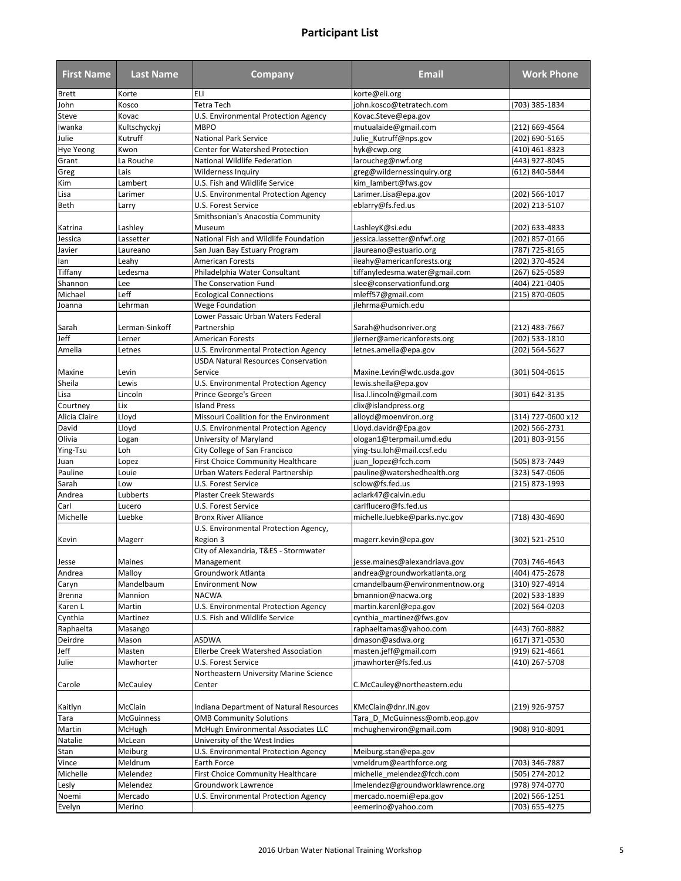# Participant List

| First Name | Last Name | Company | Email | Work Phone |
|---|---|---|---|---|
| Brett | Korte | ELI | korte@eli.org | |
| John | Kosco | Tetra Tech | john.kosco@tetratech.com | (703) 385-1834 |
| Steve | Kovac | U.S. Environmental Protection Agency | Kovac.Steve@epa.gov | |
| Iwanka | Kultschyckyj | MBPO | mutualaide@gmail.com | (212) 669-4564 |
| Julie | Kutruff | National Park Service | Julie_Kutruff@nps.gov | (202) 690-5165 |
| Hye Yeong | Kwon | Center for Watershed Protection | hyk@cwp.org | (410) 461-8323 |
| Grant | La Rouche | National Wildlife Federation | laroucheg@nwf.org | (443) 927-8045 |
| Greg | Lais | Wilderness Inquiry | greg@wildernessinquiry.org | (612) 840-5844 |
| Kim | Lambert | U.S. Fish and Wildlife Service | kim_lambert@fws.gov | |
| Lisa | Larimer | U.S. Environmental Protection Agency | Larimer.Lisa@epa.gov | (202) 566-1017 |
| Beth | Larry | U.S. Forest Service | eblarry@fs.fed.us | (202) 213-5107 |
| Katrina | Lashley | Smithsonian's Anacostia Community Museum | LashleyK@si.edu | (202) 633-4833 |
| Jessica | Lassetter | National Fish and Wildlife Foundation | jessica.lassetter@nfwf.org | (202) 857-0166 |
| Javier | Laureano | San Juan Bay Estuary Program | jlaureano@estuario.org | (787) 725-8165 |
| Ian | Leahy | American Forests | ileahy@americanforests.org | (202) 370-4524 |
| Tiffany | Ledesma | Philadelphia Water Consultant | tiffanyledesma.water@gmail.com | (267) 625-0589 |
| Shannon | Lee | The Conservation Fund | slee@conservationfund.org | (404) 221-0405 |
| Michael | Leff | Ecological Connections | mleff57@gmail.com | (215) 870-0605 |
| Joanna | Lehrman | Wege Foundation | jlehrma@umich.edu | |
| Sarah | Lerman-Sinkoff | Lower Passaic Urban Waters Federal Partnership | Sarah@hudsonriver.org | (212) 483-7667 |
| Jeff | Lerner | American Forests | jlerner@americanforests.org | (202) 533-1810 |
| Amelia | Letnes | U.S. Environmental Protection Agency | letnes.amelia@epa.gov | (202) 564-5627 |
| Maxine | Levin | USDA Natural Resources Conservation Service | Maxine.Levin@wdc.usda.gov | (301) 504-0615 |
| Sheila | Lewis | U.S. Environmental Protection Agency | lewis.sheila@epa.gov | |
| Lisa | Lincoln | Prince George's Green | lisa.l.lincoln@gmail.com | (301) 642-3135 |
| Courtney | Lix | Island Press | clix@islandpress.org | |
| Alicia Claire | Lloyd | Missouri Coalition for the Environment | alloyd@moenviron.org | (314) 727-0600 x12 |
| David | Lloyd | U.S. Environmental Protection Agency | Lloyd.davidr@Epa.gov | (202) 566-2731 |
| Olivia | Logan | University of Maryland | ologan1@terpmail.umd.edu | (201) 803-9156 |
| Ying-Tsu | Loh | City College of San Francisco | ying-tsu.loh@mail.ccsf.edu | |
| Juan | Lopez | First Choice Community Healthcare | juan_lopez@fcch.com | (505) 873-7449 |
| Pauline | Louie | Urban Waters Federal Partnership | pauline@watershedhealth.org | (323) 547-0606 |
| Sarah | Low | U.S. Forest Service | sclow@fs.fed.us | (215) 873-1993 |
| Andrea | Lubberts | Plaster Creek Stewards | aclark47@calvin.edu | |
| Carl | Lucero | U.S. Forest Service | carlflucero@fs.fed.us | |
| Michelle | Luebke | Bronx River Alliance | michelle.luebke@parks.nyc.gov | (718) 430-4690 |
| Kevin | Magerr | U.S. Environmental Protection Agency, Region 3 | magerr.kevin@epa.gov | (302) 521-2510 |
| Jesse | Maines | City of Alexandria, T&ES - Stormwater Management | jesse.maines@alexandriava.gov | (703) 746-4643 |
| Andrea | Malloy | Groundwork Atlanta | andrea@groundworkatlanta.org | (404) 475-2678 |
| Caryn | Mandelbaum | Environment Now | cmandelbaum@environmentnow.org | (310) 927-4914 |
| Brenna | Mannion | NACWA | bmannion@nacwa.org | (202) 533-1839 |
| Karen L | Martin | U.S. Environmental Protection Agency | martin.karenl@epa.gov | (202) 564-0203 |
| Cynthia | Martinez | U.S. Fish and Wildlife Service | cynthia_martinez@fws.gov | |
| Raphaelta | Masango | | raphaeltamas@yahoo.com | (443) 760-8882 |
| Deirdre | Mason | ASDWA | dmason@asdwa.org | (617) 371-0530 |
| Jeff | Masten | Ellerbe Creek Watershed Association | masten.jeff@gmail.com | (919) 621-4661 |
| Julie | Mawhorter | U.S. Forest Service | jmawhorter@fs.fed.us | (410) 267-5708 |
| Carole | McCauley | Northeastern University Marine Science Center | C.McCauley@northeastern.edu | |
| Kaitlyn | McClain | Indiana Department of Natural Resources | KMcClain@dnr.IN.gov | (219) 926-9757 |
| Tara | McGuinness | OMB Community Solutions | Tara_D_McGuinness@omb.eop.gov | |
| Martin | McHugh | McHugh Environmental Associates LLC | mchughenviron@gmail.com | (908) 910-8091 |
| Natalie | McLean | University of the West Indies | | |
| Stan | Meiburg | U.S. Environmental Protection Agency | Meiburg.stan@epa.gov | |
| Vince | Meldrum | Earth Force | vmeldrum@earthforce.org | (703) 346-7887 |
| Michelle | Melendez | First Choice Community Healthcare | michelle_melendez@fcch.com | (505) 274-2012 |
| Lesly | Melendez | Groundwork Lawrence | lmelendez@groundworklawrence.org | (978) 974-0770 |
| Noemi | Mercado | U.S. Environmental Protection Agency | mercado.noemi@epa.gov | (202) 566-1251 |
| Evelyn | Merino | | eemerino@yahoo.com | (703) 655-4275 |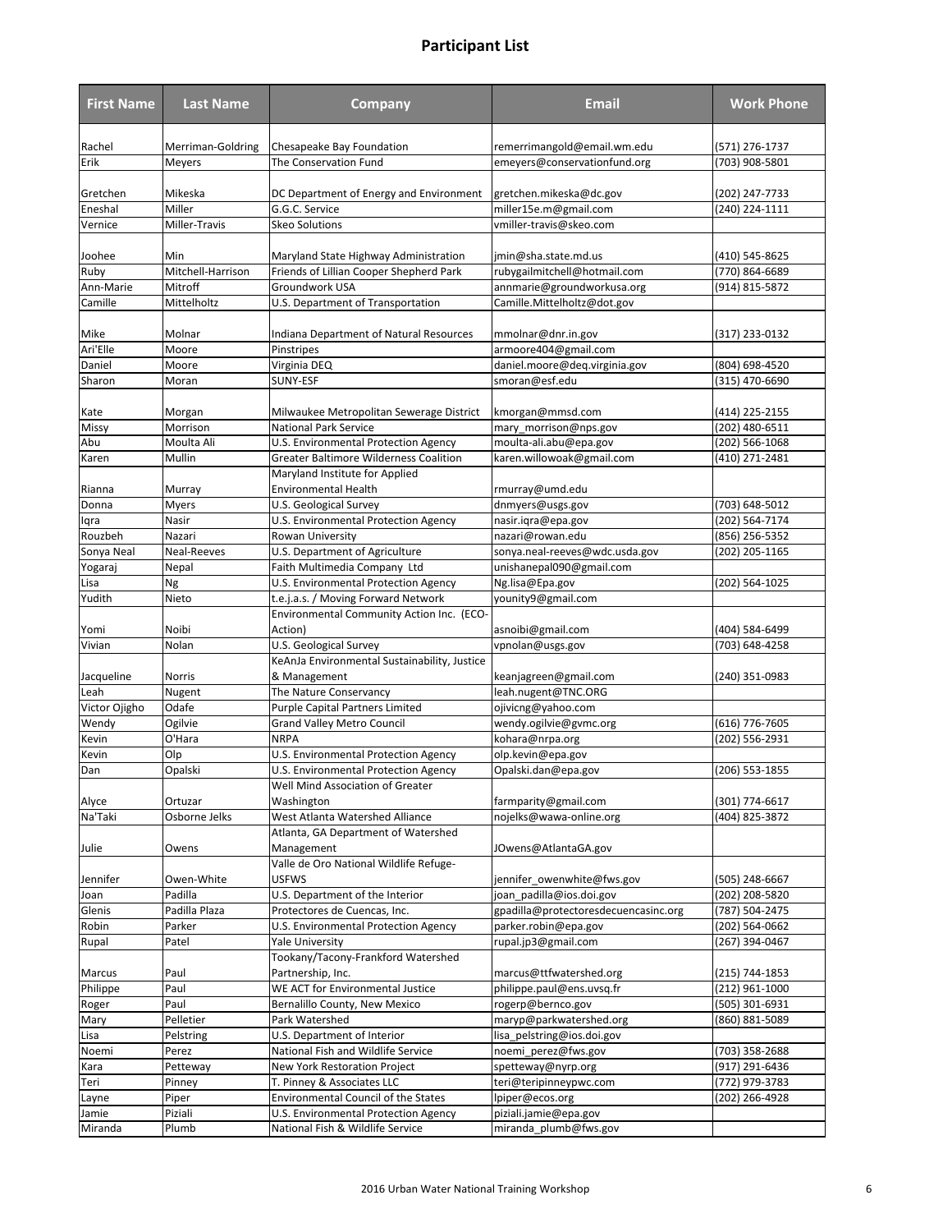# Participant List

| First Name | Last Name | Company | Email | Work Phone |
|---|---|---|---|---|
| Rachel | Merriman-Goldring | Chesapeake Bay Foundation | remerrimangold@email.wm.edu | (571) 276-1737 |
| Erik | Meyers | The Conservation Fund | emeyers@conservationfund.org | (703) 908-5801 |
| Gretchen | Mikeska | DC Department of Energy and Environment | gretchen.mikeska@dc.gov | (202) 247-7733 |
| Eneshal | Miller | G.G.C. Service | miller15e.m@gmail.com | (240) 224-1111 |
| Vernice | Miller-Travis | Skeo Solutions | vmiller-travis@skeo.com | |
| Joohee | Min | Maryland State Highway Administration | jmin@sha.state.md.us | (410) 545-8625 |
| Ruby | Mitchell-Harrison | Friends of Lillian Cooper Shepherd Park | rubygailmitchell@hotmail.com | (770) 864-6689 |
| Ann-Marie | Mitroff | Groundwork USA | annmarie@groundworkusa.org | (914) 815-5872 |
| Camille | Mittelholtz | U.S. Department of Transportation | Camille.Mittelholtz@dot.gov | |
| Mike | Molnar | Indiana Department of Natural Resources | mmolnar@dnr.in.gov | (317) 233-0132 |
| Ari'Elle | Moore | Pinstripes | armoore404@gmail.com | |
| Daniel | Moore | Virginia DEQ | daniel.moore@deq.virginia.gov | (804) 698-4520 |
| Sharon | Moran | SUNY-ESF | smoran@esf.edu | (315) 470-6690 |
| Kate | Morgan | Milwaukee Metropolitan Sewerage District | kmorgan@mmsd.com | (414) 225-2155 |
| Missy | Morrison | National Park Service | mary_morrison@nps.gov | (202) 480-6511 |
| Abu | Moulta Ali | U.S. Environmental Protection Agency | moulta-ali.abu@epa.gov | (202) 566-1068 |
| Karen | Mullin | Greater Baltimore Wilderness Coalition | karen.willowoak@gmail.com | (410) 271-2481 |
| Rianna | Murray | Maryland Institute for Applied Environmental Health | rmurray@umd.edu | |
| Donna | Myers | U.S. Geological Survey | dnmyers@usgs.gov | (703) 648-5012 |
| Iqra | Nasir | U.S. Environmental Protection Agency | nasir.iqra@epa.gov | (202) 564-7174 |
| Rouzbeh | Nazari | Rowan University | nazari@rowan.edu | (856) 256-5352 |
| Sonya Neal | Neal-Reeves | U.S. Department of Agriculture | sonya.neal-reeves@wdc.usda.gov | (202) 205-1165 |
| Yogaraj | Nepal | Faith Multimedia Company Ltd | unishanepal090@gmail.com | |
| Lisa | Ng | U.S. Environmental Protection Agency | Ng.lisa@Epa.gov | (202) 564-1025 |
| Yudith | Nieto | t.e.j.a.s. / Moving Forward Network | younity9@gmail.com | |
| Yomi | Noibi | Environmental Community Action Inc. (ECO-Action) | asnoibi@gmail.com | (404) 584-6499 |
| Vivian | Nolan | U.S. Geological Survey | vpnolan@usgs.gov | (703) 648-4258 |
| Jacqueline | Norris | KeAnJa Environmental Sustainability, Justice & Management | keanjagreen@gmail.com | (240) 351-0983 |
| Leah | Nugent | The Nature Conservancy | leah.nugent@TNC.ORG | |
| Victor Ojigho | Odafe | Purple Capital Partners Limited | ojivicng@yahoo.com | |
| Wendy | Ogilvie | Grand Valley Metro Council | wendy.ogilvie@gvmc.org | (616) 776-7605 |
| Kevin | O'Hara | NRPA | kohara@nrpa.org | (202) 556-2931 |
| Kevin | Olp | U.S. Environmental Protection Agency | olp.kevin@epa.gov | |
| Dan | Opalski | U.S. Environmental Protection Agency | Opalski.dan@epa.gov | (206) 553-1855 |
| Alyce | Ortuzar | Well Mind Association of Greater Washington | farmparity@gmail.com | (301) 774-6617 |
| Na'Taki | Osborne Jelks | West Atlanta Watershed Alliance | nojelks@wawa-online.org | (404) 825-3872 |
| Julie | Owens | Atlanta, GA Department of Watershed Management | JOwens@AtlantaGA.gov | |
| Jennifer | Owen-White | Valle de Oro National Wildlife Refuge-USFWS | jennifer_owenwhite@fws.gov | (505) 248-6667 |
| Joan | Padilla | U.S. Department of the Interior | joan_padilla@ios.doi.gov | (202) 208-5820 |
| Glenis | Padilla Plaza | Protectores de Cuencas, Inc. | gpadilla@protectoresdecuencasinc.org | (787) 504-2475 |
| Robin | Parker | U.S. Environmental Protection Agency | parker.robin@epa.gov | (202) 564-0662 |
| Rupal | Patel | Yale University | rupal.jp3@gmail.com | (267) 394-0467 |
| Marcus | Paul | Tookany/Tacony-Frankford Watershed Partnership, Inc. | marcus@ttfwatershed.org | (215) 744-1853 |
| Philippe | Paul | WE ACT for Environmental Justice | philippe.paul@ens.uvsq.fr | (212) 961-1000 |
| Roger | Paul | Bernalillo County, New Mexico | rogerp@bernco.gov | (505) 301-6931 |
| Mary | Pelletier | Park Watershed | maryp@parkwatershed.org | (860) 881-5089 |
| Lisa | Pelstring | U.S. Department of Interior | lisa_pelstring@ios.doi.gov | |
| Noemi | Perez | National Fish and Wildlife Service | noemi_perez@fws.gov | (703) 358-2688 |
| Kara | Petteway | New York Restoration Project | spetteway@nyrp.org | (917) 291-6436 |
| Teri | Pinney | T. Pinney & Associates LLC | teri@teripinneypwc.com | (772) 979-3783 |
| Layne | Piper | Environmental Council of the States | lpiper@ecos.org | (202) 266-4928 |
| Jamie | Piziali | U.S. Environmental Protection Agency | piziali.jamie@epa.gov | |
| Miranda | Plumb | National Fish & Wildlife Service | miranda_plumb@fws.gov | |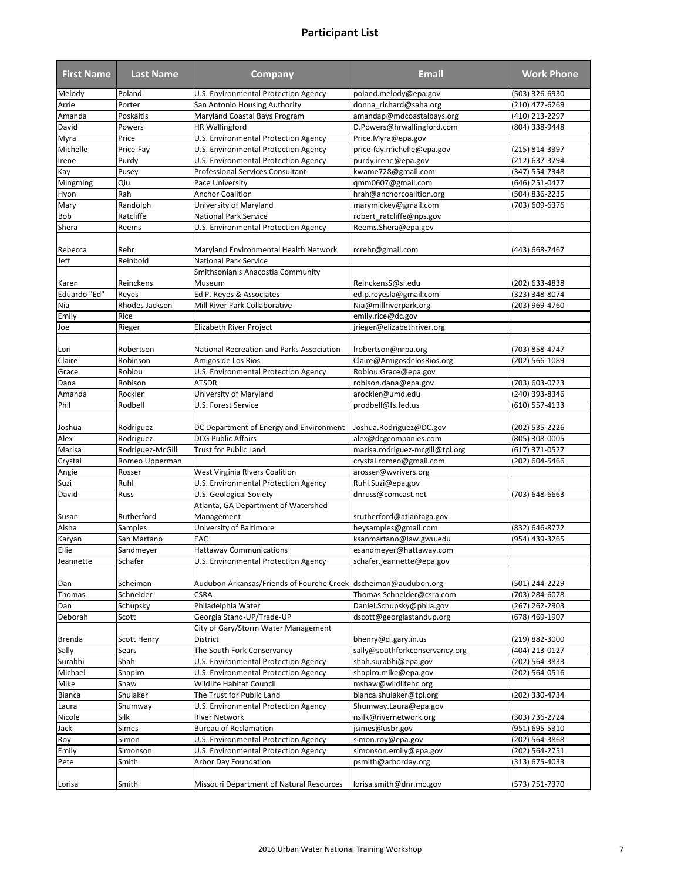# Participant List

| First Name | Last Name | Company | Email | Work Phone |
|---|---|---|---|---|
| Melody | Poland | U.S. Environmental Protection Agency | poland.melody@epa.gov | (503) 326-6930 |
| Arrie | Porter | San Antonio Housing Authority | donna_richard@saha.org | (210) 477-6269 |
| Amanda | Poskaitis | Maryland Coastal Bays Program | amandap@mdcoastalbays.org | (410) 213-2297 |
| David | Powers | HR Wallingford | D.Powers@hrwallingford.com | (804) 338-9448 |
| Myra | Price | U.S. Environmental Protection Agency | Price.Myra@epa.gov | |
| Michelle | Price-Fay | U.S. Environmental Protection Agency | price-fay.michelle@epa.gov | (215) 814-3397 |
| Irene | Purdy | U.S. Environmental Protection Agency | purdy.irene@epa.gov | (212) 637-3794 |
| Kay | Pusey | Professional Services Consultant | kwame728@gmail.com | (347) 554-7348 |
| Mingming | Qiu | Pace University | qmm0607@gmail.com | (646) 251-0477 |
| Hyon | Rah | Anchor Coalition | hrah@anchorcoalition.org | (504) 836-2235 |
| Mary | Randolph | University of Maryland | marymickey@gmail.com | (703) 609-6376 |
| Bob | Ratcliffe | National Park Service | robert_ratcliffe@nps.gov | |
| Shera | Reems | U.S. Environmental Protection Agency | Reems.Shera@epa.gov | |
| Rebecca | Rehr | Maryland Environmental Health Network | rcrehr@gmail.com | (443) 668-7467 |
| Jeff | Reinbold | National Park Service | | |
| Karen | Reinckens | Smithsonian's Anacostia Community Museum | ReinckensS@si.edu | (202) 633-4838 |
| Eduardo "Ed" | Reyes | Ed P. Reyes & Associates | ed.p.reyesla@gmail.com | (323) 348-8074 |
| Nia | Rhodes Jackson | Mill River Park Collaborative | Nia@millriverpark.org | (203) 969-4760 |
| Emily | Rice | | emily.rice@dc.gov | |
| Joe | Rieger | Elizabeth River Project | jrieger@elizabethriver.org | |
| Lori | Robertson | National Recreation and Parks Association | lrobertson@nrpa.org | (703) 858-4747 |
| Claire | Robinson | Amigos de Los Rios | Claire@AmigosdelosRios.org | (202) 566-1089 |
| Grace | Robiou | U.S. Environmental Protection Agency | Robiou.Grace@epa.gov | |
| Dana | Robison | ATSDR | robison.dana@epa.gov | (703) 603-0723 |
| Amanda | Rockler | University of Maryland | arockler@umd.edu | (240) 393-8346 |
| Phil | Rodbell | U.S. Forest Service | prodbell@fs.fed.us | (610) 557-4133 |
| Joshua | Rodriguez | DC Department of Energy and Environment | Joshua.Rodriguez@DC.gov | (202) 535-2226 |
| Alex | Rodriguez | DCG Public Affairs | alex@dcgcompanies.com | (805) 308-0005 |
| Marisa | Rodriguez-McGill | Trust for Public Land | marisa.rodriguez-mcgill@tpl.org | (617) 371-0527 |
| Crystal | Romeo Upperman | | crystal.romeo@gmail.com | (202) 604-5466 |
| Angie | Rosser | West Virginia Rivers Coalition | arosser@wvrivers.org | |
| Suzi | Ruhl | U.S. Environmental Protection Agency | Ruhl.Suzi@epa.gov | |
| David | Russ | U.S. Geological Society | dnruss@comcast.net | (703) 648-6663 |
| Susan | Rutherford | Atlanta, GA Department of Watershed Management | srutherford@atlantaga.gov | |
| Aisha | Samples | University of Baltimore | heysamples@gmail.com | (832) 646-8772 |
| Karyan | San Martano | EAC | ksanmartano@law.gwu.edu | (954) 439-3265 |
| Ellie | Sandmeyer | Hattaway Communications | esandmeyer@hattaway.com | |
| Jeannette | Schafer | U.S. Environmental Protection Agency | schafer.jeannette@epa.gov | |
| Dan | Scheiman | Audubon Arkansas/Friends of Fourche Creek | dscheiman@audubon.org | (501) 244-2229 |
| Thomas | Schneider | CSRA | Thomas.Schneider@csra.com | (703) 284-6078 |
| Dan | Schupsky | Philadelphia Water | Daniel.Schupsky@phila.gov | (267) 262-2903 |
| Deborah | Scott | Georgia Stand-UP/Trade-UP | dscott@georgiastandup.org | (678) 469-1907 |
| Brenda | Scott Henry | City of Gary/Storm Water Management District | bhenry@ci.gary.in.us | (219) 882-3000 |
| Sally | Sears | The South Fork Conservancy | sally@southforkconservancy.org | (404) 213-0127 |
| Surabhi | Shah | U.S. Environmental Protection Agency | shah.surabhi@epa.gov | (202) 564-3833 |
| Michael | Shapiro | U.S. Environmental Protection Agency | shapiro.mike@epa.gov | (202) 564-0516 |
| Mike | Shaw | Wildlife Habitat Council | mshaw@wildlifehc.org | |
| Bianca | Shulaker | The Trust for Public Land | bianca.shulaker@tpl.org | (202) 330-4734 |
| Laura | Shumway | U.S. Environmental Protection Agency | Shumway.Laura@epa.gov | |
| Nicole | Silk | River Network | nsilk@rivernetwork.org | (303) 736-2724 |
| Jack | Simes | Bureau of Reclamation | jsimes@usbr.gov | (951) 695-5310 |
| Roy | Simon | U.S. Environmental Protection Agency | simon.roy@epa.gov | (202) 564-3868 |
| Emily | Simonson | U.S. Environmental Protection Agency | simonson.emily@epa.gov | (202) 564-2751 |
| Pete | Smith | Arbor Day Foundation | psmith@arborday.org | (313) 675-4033 |
| Lorisa | Smith | Missouri Department of Natural Resources | lorisa.smith@dnr.mo.gov | (573) 751-7370 |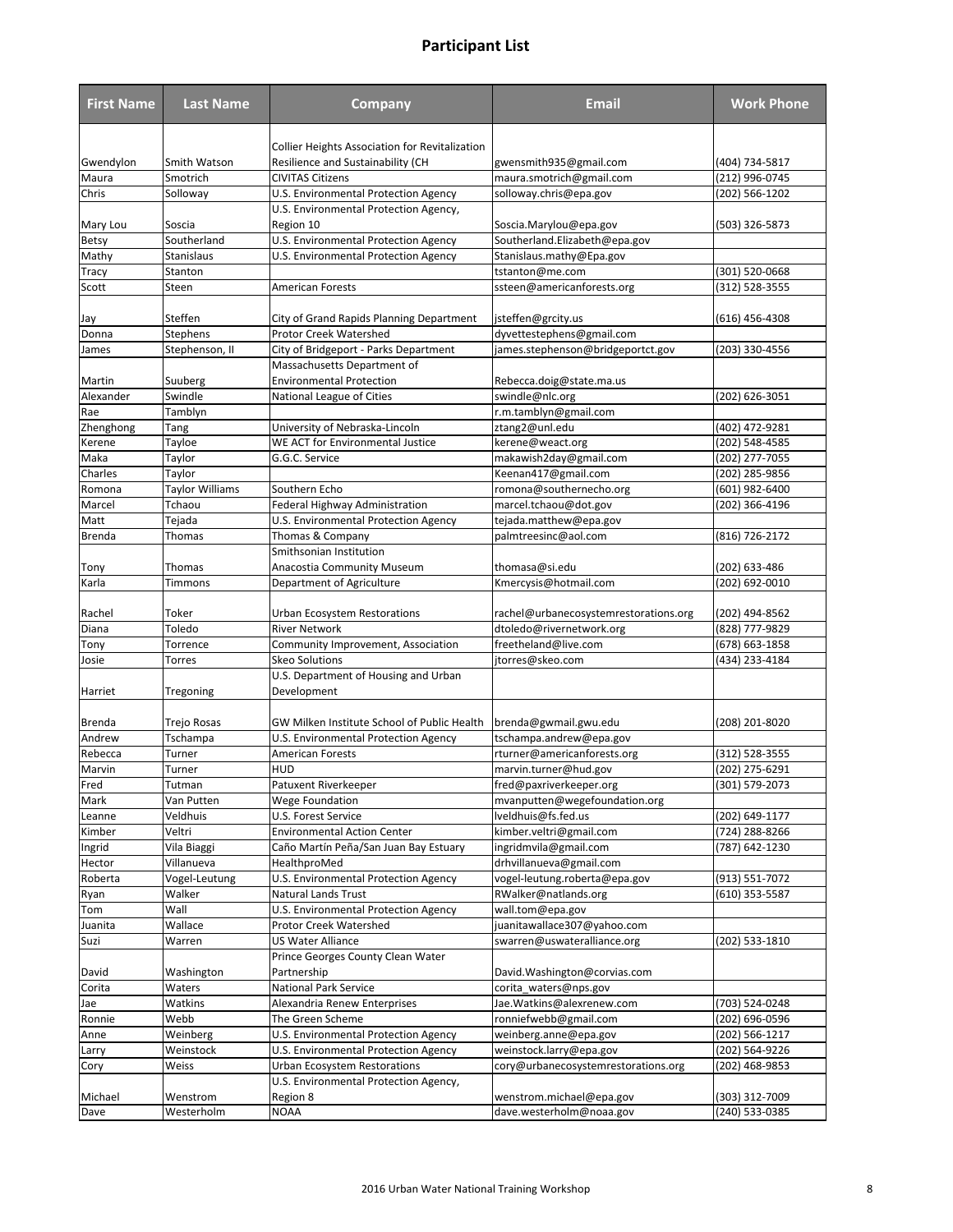# Participant List

| First Name | Last Name | Company | Email | Work Phone |
|---|---|---|---|---|
| Gwendylon | Smith Watson | Collier Heights Association for Revitalization Resilience and Sustainability (CH | gwensmith935@gmail.com | (404) 734-5817 |
| Maura | Smotrich | CIVITAS Citizens | maura.smotrich@gmail.com | (212) 996-0745 |
| Chris | Solloway | U.S. Environmental Protection Agency | solloway.chris@epa.gov | (202) 566-1202 |
| Mary Lou | Soscia | U.S. Environmental Protection Agency, Region 10 | Soscia.Marylou@epa.gov | (503) 326-5873 |
| Betsy | Southerland | U.S. Environmental Protection Agency | Southerland.Elizabeth@epa.gov | |
| Mathy | Stanislaus | U.S. Environmental Protection Agency | Stanislaus.mathy@Epa.gov | |
| Tracy | Stanton | | tstanton@me.com | (301) 520-0668 |
| Scott | Steen | American Forests | ssteen@americanforests.org | (312) 528-3555 |
| Jay | Steffen | City of Grand Rapids Planning Department | jsteffen@grcity.us | (616) 456-4308 |
| Donna | Stephens | Protor Creek Watershed | dyvettestephens@gmail.com | |
| James | Stephenson, II | City of Bridgeport - Parks Department | james.stephenson@bridgeportct.gov | (203) 330-4556 |
| Martin | Suuberg | Massachusetts Department of Environmental Protection | Rebecca.doig@state.ma.us | |
| Alexander | Swindle | National League of Cities | swindle@nlc.org | (202) 626-3051 |
| Rae | Tamblyn | | r.m.tamblyn@gmail.com | |
| Zhenghong | Tang | University of Nebraska-Lincoln | ztang2@unl.edu | (402) 472-9281 |
| Kerene | Tayloe | WE ACT for Environmental Justice | kerene@weact.org | (202) 548-4585 |
| Maka | Taylor | G.G.C. Service | makawish2day@gmail.com | (202) 277-7055 |
| Charles | Taylor | | Keenan417@gmail.com | (202) 285-9856 |
| Romona | Taylor Williams | Southern Echo | romona@southernecho.org | (601) 982-6400 |
| Marcel | Tchaou | Federal Highway Administration | marcel.tchaou@dot.gov | (202) 366-4196 |
| Matt | Tejada | U.S. Environmental Protection Agency | tejada.matthew@epa.gov | |
| Brenda | Thomas | Thomas & Company | palmtreesinc@aol.com | (816) 726-2172 |
| Tony | Thomas | Smithsonian Institution Anacostia Community Museum | thomasa@si.edu | (202) 633-486 |
| Karla | Timmons | Department of Agriculture | Kmercysis@hotmail.com | (202) 692-0010 |
| Rachel | Toker | Urban Ecosystem Restorations | rachel@urbanecosystemrestorations.org | (202) 494-8562 |
| Diana | Toledo | River Network | dtoledo@rivernetwork.org | (828) 777-9829 |
| Tony | Torrence | Community Improvement, Association | freetheland@live.com | (678) 663-1858 |
| Josie | Torres | Skeo Solutions | jtorres@skeo.com | (434) 233-4184 |
| Harriet | Tregoning | U.S. Department of Housing and Urban Development | | |
| Brenda | Trejo Rosas | GW Milken Institute School of Public Health | brenda@gwmail.gwu.edu | (208) 201-8020 |
| Andrew | Tschampa | U.S. Environmental Protection Agency | tschampa.andrew@epa.gov | |
| Rebecca | Turner | American Forests | rturner@americanforests.org | (312) 528-3555 |
| Marvin | Turner | HUD | marvin.turner@hud.gov | (202) 275-6291 |
| Fred | Tutman | Patuxent Riverkeeper | fred@paxriverkeeper.org | (301) 579-2073 |
| Mark | Van Putten | Wege Foundation | mvanputten@wegefoundation.org | |
| Leanne | Veldhuis | U.S. Forest Service | lveldhuis@fs.fed.us | (202) 649-1177 |
| Kimber | Veltri | Environmental Action Center | kimber.veltri@gmail.com | (724) 288-8266 |
| Ingrid | Vila Biaggi | Caño Martín Peña/San Juan Bay Estuary | ingridmvila@gmail.com | (787) 642-1230 |
| Hector | Villanueva | HealthproMed | drhvillanueva@gmail.com | |
| Roberta | Vogel-Leutung | U.S. Environmental Protection Agency | vogel-leutung.roberta@epa.gov | (913) 551-7072 |
| Ryan | Walker | Natural Lands Trust | RWalker@natlands.org | (610) 353-5587 |
| Tom | Wall | U.S. Environmental Protection Agency | wall.tom@epa.gov | |
| Juanita | Wallace | Protor Creek Watershed | juanitawallace307@yahoo.com | |
| Suzi | Warren | US Water Alliance | swarren@uswateralliance.org | (202) 533-1810 |
| David | Washington | Prince Georges County Clean Water Partnership | David.Washington@corvias.com | |
| Corita | Waters | National Park Service | corita_waters@nps.gov | |
| Jae | Watkins | Alexandria Renew Enterprises | Jae.Watkins@alexrenew.com | (703) 524-0248 |
| Ronnie | Webb | The Green Scheme | ronniefwebb@gmail.com | (202) 696-0596 |
| Anne | Weinberg | U.S. Environmental Protection Agency | weinberg.anne@epa.gov | (202) 566-1217 |
| Larry | Weinstock | U.S. Environmental Protection Agency | weinstock.larry@epa.gov | (202) 564-9226 |
| Cory | Weiss | Urban Ecosystem Restorations | cory@urbanecosystemrestorations.org | (202) 468-9853 |
| Michael | Wenstrom | U.S. Environmental Protection Agency, Region 8 | wenstrom.michael@epa.gov | (303) 312-7009 |
| Dave | Westerholm | NOAA | dave.westerholm@noaa.gov | (240) 533-0385 |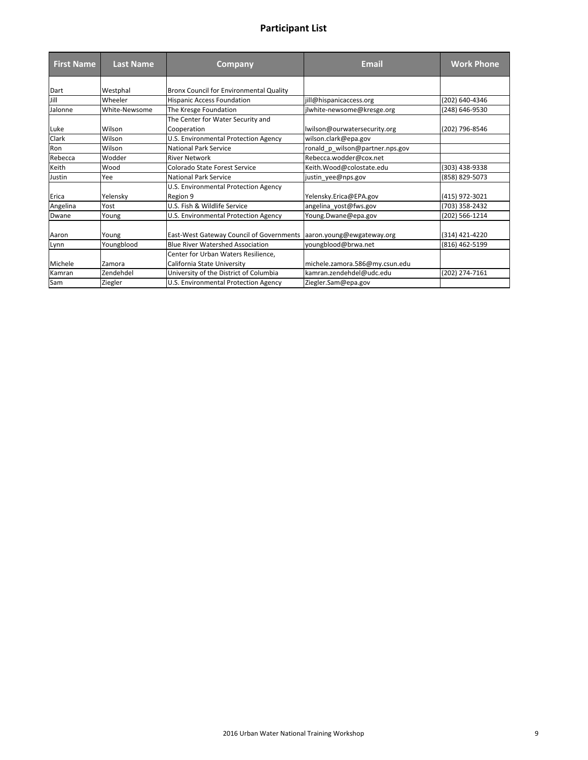## Participant List

| First Name | Last Name | Company | Email | Work Phone |
|---|---|---|---|---|
| Dart | Westphal | Bronx Council for Environmental Quality | | |
| Jill | Wheeler | Hispanic Access Foundation | jill@hispanicaccess.org | (202) 640-4346 |
| Jalonne | White-Newsome | The Kresge Foundation | jlwhite-newsome@kresge.org | (248) 646-9530 |
| Luke | Wilson | The Center for Water Security and Cooperation | lwilson@ourwatersecurity.org | (202) 796-8546 |
| Clark | Wilson | U.S. Environmental Protection Agency | wilson.clark@epa.gov | |
| Ron | Wilson | National Park Service | ronald_p_wilson@partner.nps.gov | |
| Rebecca | Wodder | River Network | Rebecca.wodder@cox.net | |
| Keith | Wood | Colorado State Forest Service | Keith.Wood@colostate.edu | (303) 438-9338 |
| Justin | Yee | National Park Service | justin_yee@nps.gov | (858) 829-5073 |
| Erica | Yelensky | U.S. Environmental Protection Agency Region 9 | Yelensky.Erica@EPA.gov | (415) 972-3021 |
| Angelina | Yost | U.S. Fish & Wildlife Service | angelina_yost@fws.gov | (703) 358-2432 |
| Dwane | Young | U.S. Environmental Protection Agency | Young.Dwane@epa.gov | (202) 566-1214 |
| Aaron | Young | East-West Gateway Council of Governments | aaron.young@ewgateway.org | (314) 421-4220 |
| Lynn | Youngblood | Blue River Watershed Association | youngblood@brwa.net | (816) 462-5199 |
| Michele | Zamora | Center for Urban Waters Resilience, California State University | michele.zamora.586@my.csun.edu | |
| Kamran | Zendehdel | University of the District of Columbia | kamran.zendehdel@udc.edu | (202) 274-7161 |
| Sam | Ziegler | U.S. Environmental Protection Agency | Ziegler.Sam@epa.gov | |